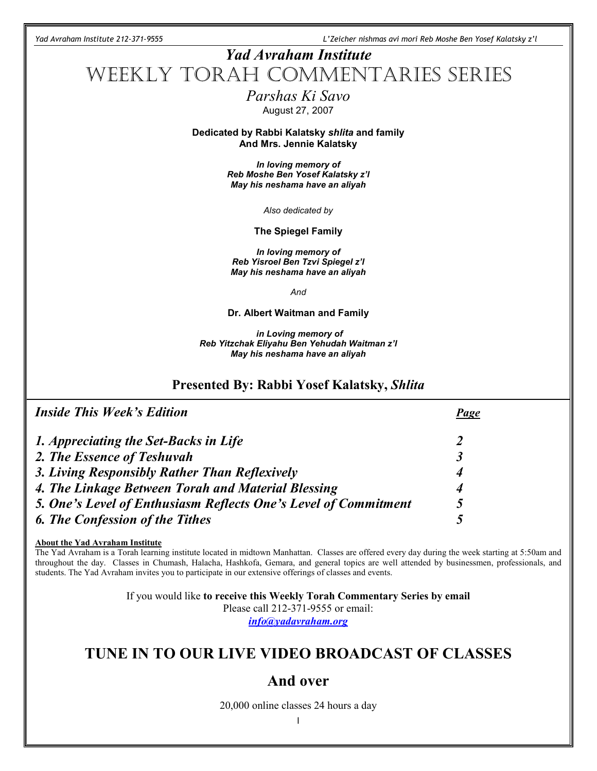# *Yad Avraham Institute*

# Weekly Torah Commentaries Series

## *Parshas Ki Savo*

August 27, 2007

**Dedicated by Rabbi Kalatsky *shlita* and family**
**And Mrs. Jennie Kalatsky**

***In loving memory of***
***Reb Moshe Ben Yosef Kalatsky z'l***
***May his neshama have an aliyah***

*Also dedicated by*

**The Spiegel Family**

***In loving memory of***
***Reb Yisroel Ben Tzvi Spiegel z'l***
***May his neshama have an aliyah***

*And*

**Dr. Albert Waitman and Family**

***in Loving memory of***
***Reb Yitzchak Eliyahu Ben Yehudah Waitman z'l***
***May his neshama have an aliyah***

### Presented By: Rabbi Yosef Kalatsky, *Shlita*

| ***Inside This Week's Edition*** | ***Page*** |
|---|---|
| ***1. Appreciating the Set-Backs in Life*** | ***2*** |
| ***2. The Essence of Teshuvah*** | ***3*** |
| ***3. Living Responsibly Rather Than Reflexively*** | ***4*** |
| ***4. The Linkage Between Torah and Material Blessing*** | ***4*** |
| ***5. One's Level of Enthusiasm Reflects One's Level of Commitment*** | ***5*** |
| ***6. The Confession of the Tithes*** | ***5*** |

**About the Yad Avraham Institute**

The Yad Avraham is a Torah learning institute located in midtown Manhattan. Classes are offered every day during the week starting at 5:50am and throughout the day. Classes in Chumash, Halacha, Hashkofa, Gemara, and general topics are well attended by businessmen, professionals, and students. The Yad Avraham invites you to participate in our extensive offerings of classes and events.

If you would like **to receive this Weekly Torah Commentary Series by email**
Please call 212-371-9555 or email:
***info@yadavraham.org***

## TUNE IN TO OUR LIVE VIDEO BROADCAST OF CLASSES

## And over

20,000 online classes 24 hours a day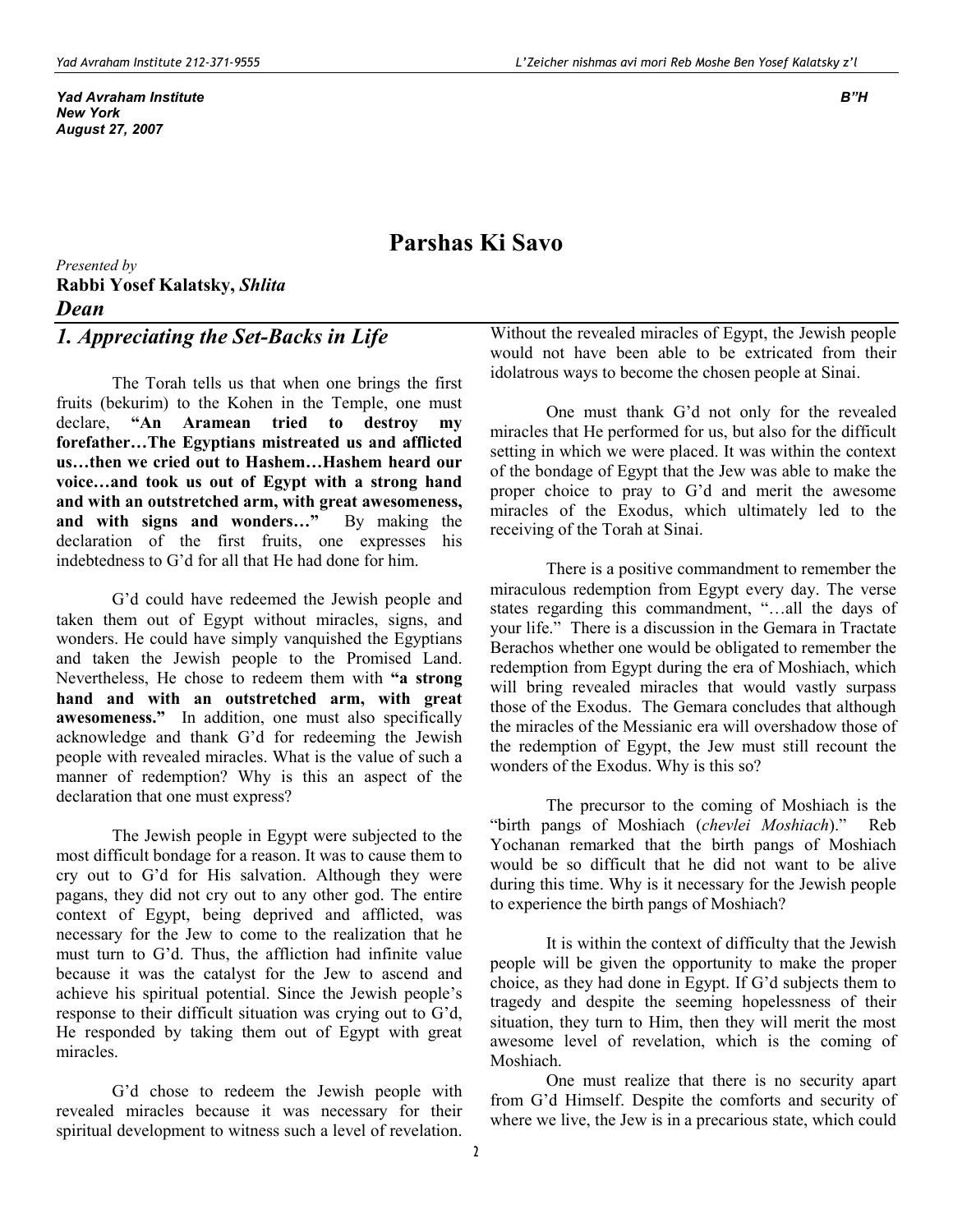Yad Avraham Institute
New York
August 27, 2007

B"H

# Parshas Ki Savo

*Presented by*
**Rabbi Yosef Kalatsky, *Shlita***
***Dean***

## *1. Appreciating the Set-Backs in Life*

The Torah tells us that when one brings the first fruits (bekurim) to the Kohen in the Temple, one must declare, **"An Aramean tried to destroy my forefather…The Egyptians mistreated us and afflicted us…then we cried out to Hashem…Hashem heard our voice…and took us out of Egypt with a strong hand and with an outstretched arm, with great awesomeness, and with signs and wonders…"** By making the declaration of the first fruits, one expresses his indebtedness to G'd for all that He had done for him.

G'd could have redeemed the Jewish people and taken them out of Egypt without miracles, signs, and wonders. He could have simply vanquished the Egyptians and taken the Jewish people to the Promised Land. Nevertheless, He chose to redeem them with **"a strong hand and with an outstretched arm, with great awesomeness."** In addition, one must also specifically acknowledge and thank G'd for redeeming the Jewish people with revealed miracles. What is the value of such a manner of redemption? Why is this an aspect of the declaration that one must express?

The Jewish people in Egypt were subjected to the most difficult bondage for a reason. It was to cause them to cry out to G'd for His salvation. Although they were pagans, they did not cry out to any other god. The entire context of Egypt, being deprived and afflicted, was necessary for the Jew to come to the realization that he must turn to G'd. Thus, the affliction had infinite value because it was the catalyst for the Jew to ascend and achieve his spiritual potential. Since the Jewish people's response to their difficult situation was crying out to G'd, He responded by taking them out of Egypt with great miracles.

G'd chose to redeem the Jewish people with revealed miracles because it was necessary for their spiritual development to witness such a level of revelation. Without the revealed miracles of Egypt, the Jewish people would not have been able to be extricated from their idolatrous ways to become the chosen people at Sinai.

One must thank G'd not only for the revealed miracles that He performed for us, but also for the difficult setting in which we were placed. It was within the context of the bondage of Egypt that the Jew was able to make the proper choice to pray to G'd and merit the awesome miracles of the Exodus, which ultimately led to the receiving of the Torah at Sinai.

There is a positive commandment to remember the miraculous redemption from Egypt every day. The verse states regarding this commandment, "…all the days of your life." There is a discussion in the Gemara in Tractate Berachos whether one would be obligated to remember the redemption from Egypt during the era of Moshiach, which will bring revealed miracles that would vastly surpass those of the Exodus. The Gemara concludes that although the miracles of the Messianic era will overshadow those of the redemption of Egypt, the Jew must still recount the wonders of the Exodus. Why is this so?

The precursor to the coming of Moshiach is the "birth pangs of Moshiach (*chevlei Moshiach*)." Reb Yochanan remarked that the birth pangs of Moshiach would be so difficult that he did not want to be alive during this time. Why is it necessary for the Jewish people to experience the birth pangs of Moshiach?

It is within the context of difficulty that the Jewish people will be given the opportunity to make the proper choice, as they had done in Egypt. If G'd subjects them to tragedy and despite the seeming hopelessness of their situation, they turn to Him, then they will merit the most awesome level of revelation, which is the coming of Moshiach.

One must realize that there is no security apart from G'd Himself. Despite the comforts and security of where we live, the Jew is in a precarious state, which could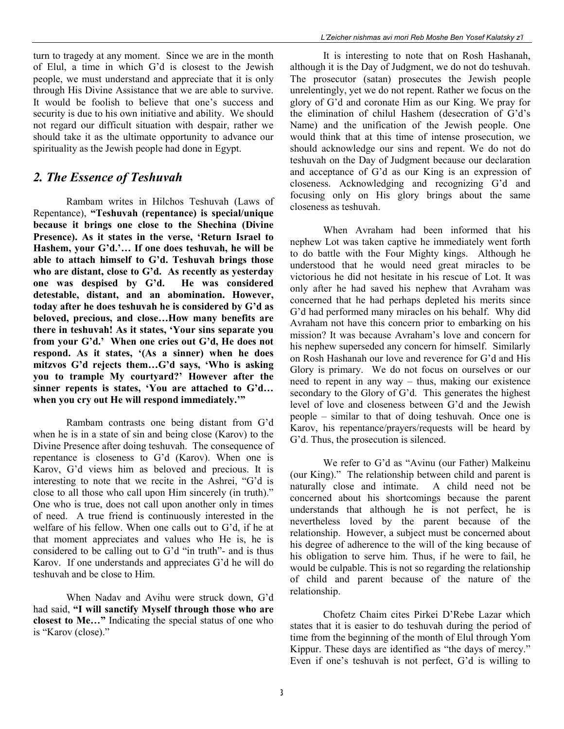turn to tragedy at any moment. Since we are in the month of Elul, a time in which G'd is closest to the Jewish people, we must understand and appreciate that it is only through His Divine Assistance that we are able to survive. It would be foolish to believe that one's success and security is due to his own initiative and ability. We should not regard our difficult situation with despair, rather we should take it as the ultimate opportunity to advance our spirituality as the Jewish people had done in Egypt.

## *2. The Essence of Teshuvah*

Rambam writes in Hilchos Teshuvah (Laws of Repentance), **"Teshuvah (repentance) is special/unique because it brings one close to the Shechina (Divine Presence). As it states in the verse, 'Return Israel to Hashem, your G'd.'… If one does teshuvah, he will be able to attach himself to G'd. Teshuvah brings those who are distant, close to G'd. As recently as yesterday one was despised by G'd. He was considered detestable, distant, and an abomination. However, today after he does teshuvah he is considered by G'd as beloved, precious, and close…How many benefits are there in teshuvah! As it states, 'Your sins separate you from your G'd.' When one cries out G'd, He does not respond. As it states, '(As a sinner) when he does mitzvos G'd rejects them…G'd says, 'Who is asking you to trample My courtyard?' However after the sinner repents is states, 'You are attached to G'd… when you cry out He will respond immediately.'"**

Rambam contrasts one being distant from G'd when he is in a state of sin and being close (Karov) to the Divine Presence after doing teshuvah. The consequence of repentance is closeness to G'd (Karov). When one is Karov, G'd views him as beloved and precious. It is interesting to note that we recite in the Ashrei, "G'd is close to all those who call upon Him sincerely (in truth)." One who is true, does not call upon another only in times of need. A true friend is continuously interested in the welfare of his fellow. When one calls out to G'd, if he at that moment appreciates and values who He is, he is considered to be calling out to G'd "in truth"- and is thus Karov. If one understands and appreciates G'd he will do teshuvah and be close to Him.

When Nadav and Avihu were struck down, G'd had said, **"I will sanctify Myself through those who are closest to Me…"** Indicating the special status of one who is "Karov (close)."

It is interesting to note that on Rosh Hashanah, although it is the Day of Judgment, we do not do teshuvah. The prosecutor (satan) prosecutes the Jewish people unrelentingly, yet we do not repent. Rather we focus on the glory of G'd and coronate Him as our King. We pray for the elimination of chilul Hashem (desecration of G'd's Name) and the unification of the Jewish people. One would think that at this time of intense prosecution, we should acknowledge our sins and repent. We do not do teshuvah on the Day of Judgment because our declaration and acceptance of G'd as our King is an expression of closeness. Acknowledging and recognizing G'd and focusing only on His glory brings about the same closeness as teshuvah.

When Avraham had been informed that his nephew Lot was taken captive he immediately went forth to do battle with the Four Mighty kings. Although he understood that he would need great miracles to be victorious he did not hesitate in his rescue of Lot. It was only after he had saved his nephew that Avraham was concerned that he had perhaps depleted his merits since G'd had performed many miracles on his behalf. Why did Avraham not have this concern prior to embarking on his mission? It was because Avraham's love and concern for his nephew superseded any concern for himself. Similarly on Rosh Hashanah our love and reverence for G'd and His Glory is primary. We do not focus on ourselves or our need to repent in any way – thus, making our existence secondary to the Glory of G'd. This generates the highest level of love and closeness between G'd and the Jewish people – similar to that of doing teshuvah. Once one is Karov, his repentance/prayers/requests will be heard by G'd. Thus, the prosecution is silenced.

We refer to G'd as "Avinu (our Father) Malkeinu (our King)." The relationship between child and parent is naturally close and intimate. A child need not be concerned about his shortcomings because the parent understands that although he is not perfect, he is nevertheless loved by the parent because of the relationship. However, a subject must be concerned about his degree of adherence to the will of the king because of his obligation to serve him. Thus, if he were to fail, he would be culpable. This is not so regarding the relationship of child and parent because of the nature of the relationship.

Chofetz Chaim cites Pirkei D'Rebe Lazar which states that it is easier to do teshuvah during the period of time from the beginning of the month of Elul through Yom Kippur. These days are identified as "the days of mercy." Even if one's teshuvah is not perfect, G'd is willing to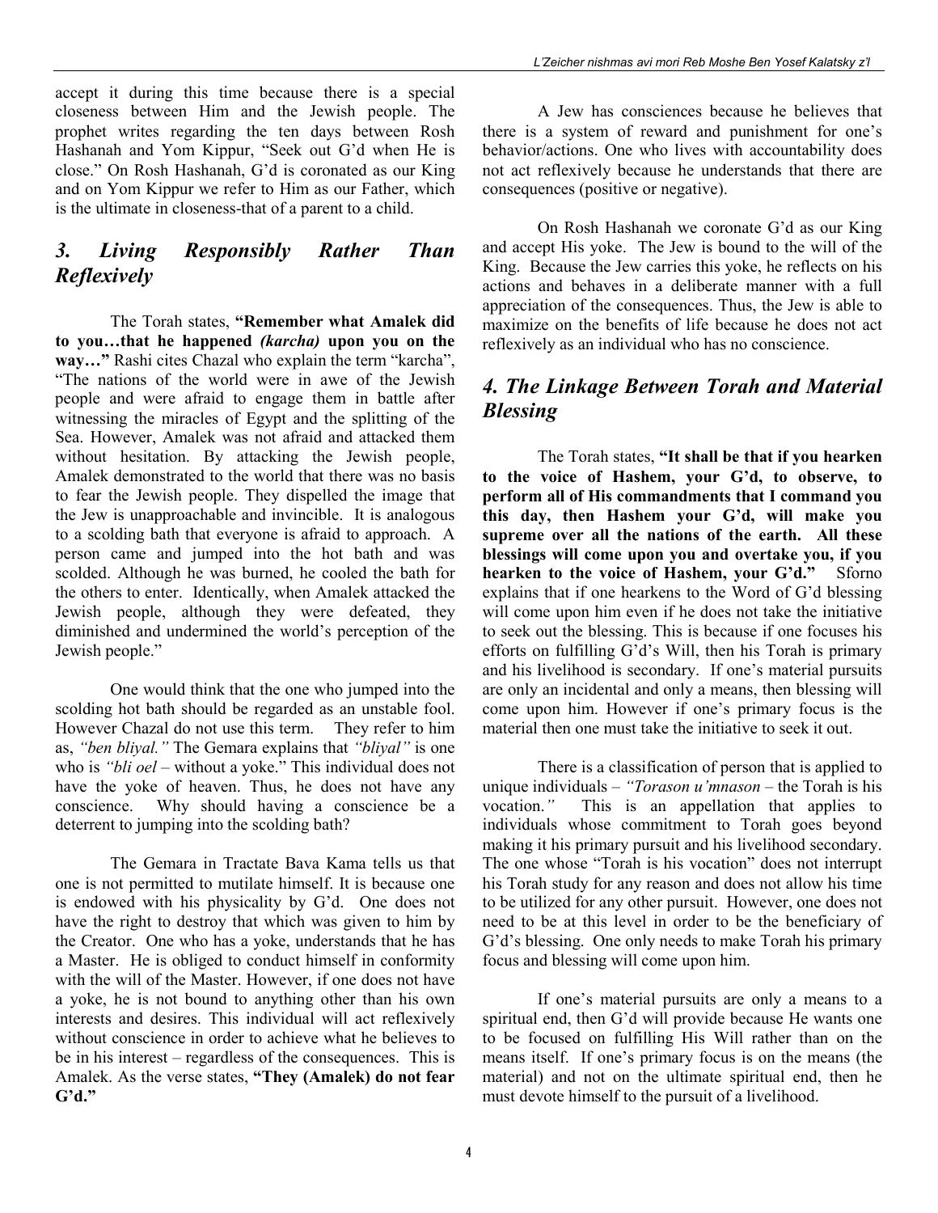accept it during this time because there is a special closeness between Him and the Jewish people. The prophet writes regarding the ten days between Rosh Hashanah and Yom Kippur, "Seek out G'd when He is close." On Rosh Hashanah, G'd is coronated as our King and on Yom Kippur we refer to Him as our Father, which is the ultimate in closeness-that of a parent to a child.

## *3. Living Responsibly Rather Than Reflexively*

The Torah states, **"Remember what Amalek did to you…that he happened *(karcha)* upon you on the way…"** Rashi cites Chazal who explain the term "karcha", "The nations of the world were in awe of the Jewish people and were afraid to engage them in battle after witnessing the miracles of Egypt and the splitting of the Sea. However, Amalek was not afraid and attacked them without hesitation. By attacking the Jewish people, Amalek demonstrated to the world that there was no basis to fear the Jewish people. They dispelled the image that the Jew is unapproachable and invincible. It is analogous to a scolding bath that everyone is afraid to approach. A person came and jumped into the hot bath and was scolded. Although he was burned, he cooled the bath for the others to enter. Identically, when Amalek attacked the Jewish people, although they were defeated, they diminished and undermined the world's perception of the Jewish people."

One would think that the one who jumped into the scolding hot bath should be regarded as an unstable fool. However Chazal do not use this term. They refer to him as, *"ben bliyal."* The Gemara explains that *"bliyal"* is one who is *"bli oel* – without a yoke." This individual does not have the yoke of heaven. Thus, he does not have any conscience. Why should having a conscience be a deterrent to jumping into the scolding bath?

The Gemara in Tractate Bava Kama tells us that one is not permitted to mutilate himself. It is because one is endowed with his physicality by G'd. One does not have the right to destroy that which was given to him by the Creator. One who has a yoke, understands that he has a Master. He is obliged to conduct himself in conformity with the will of the Master. However, if one does not have a yoke, he is not bound to anything other than his own interests and desires. This individual will act reflexively without conscience in order to achieve what he believes to be in his interest – regardless of the consequences. This is Amalek. As the verse states, **"They (Amalek) do not fear G'd."**

A Jew has consciences because he believes that there is a system of reward and punishment for one's behavior/actions. One who lives with accountability does not act reflexively because he understands that there are consequences (positive or negative).

On Rosh Hashanah we coronate G'd as our King and accept His yoke. The Jew is bound to the will of the King. Because the Jew carries this yoke, he reflects on his actions and behaves in a deliberate manner with a full appreciation of the consequences. Thus, the Jew is able to maximize on the benefits of life because he does not act reflexively as an individual who has no conscience.

## *4. The Linkage Between Torah and Material Blessing*

The Torah states, **"It shall be that if you hearken to the voice of Hashem, your G'd, to observe, to perform all of His commandments that I command you this day, then Hashem your G'd, will make you supreme over all the nations of the earth. All these blessings will come upon you and overtake you, if you hearken to the voice of Hashem, your G'd."** Sforno explains that if one hearkens to the Word of G'd blessing will come upon him even if he does not take the initiative to seek out the blessing. This is because if one focuses his efforts on fulfilling G'd's Will, then his Torah is primary and his livelihood is secondary. If one's material pursuits are only an incidental and only a means, then blessing will come upon him. However if one's primary focus is the material then one must take the initiative to seek it out.

There is a classification of person that is applied to unique individuals – *"Torason u'mnason* – the Torah is his vocation.*"* This is an appellation that applies to individuals whose commitment to Torah goes beyond making it his primary pursuit and his livelihood secondary. The one whose "Torah is his vocation" does not interrupt his Torah study for any reason and does not allow his time to be utilized for any other pursuit. However, one does not need to be at this level in order to be the beneficiary of G'd's blessing. One only needs to make Torah his primary focus and blessing will come upon him.

If one's material pursuits are only a means to a spiritual end, then G'd will provide because He wants one to be focused on fulfilling His Will rather than on the means itself. If one's primary focus is on the means (the material) and not on the ultimate spiritual end, then he must devote himself to the pursuit of a livelihood.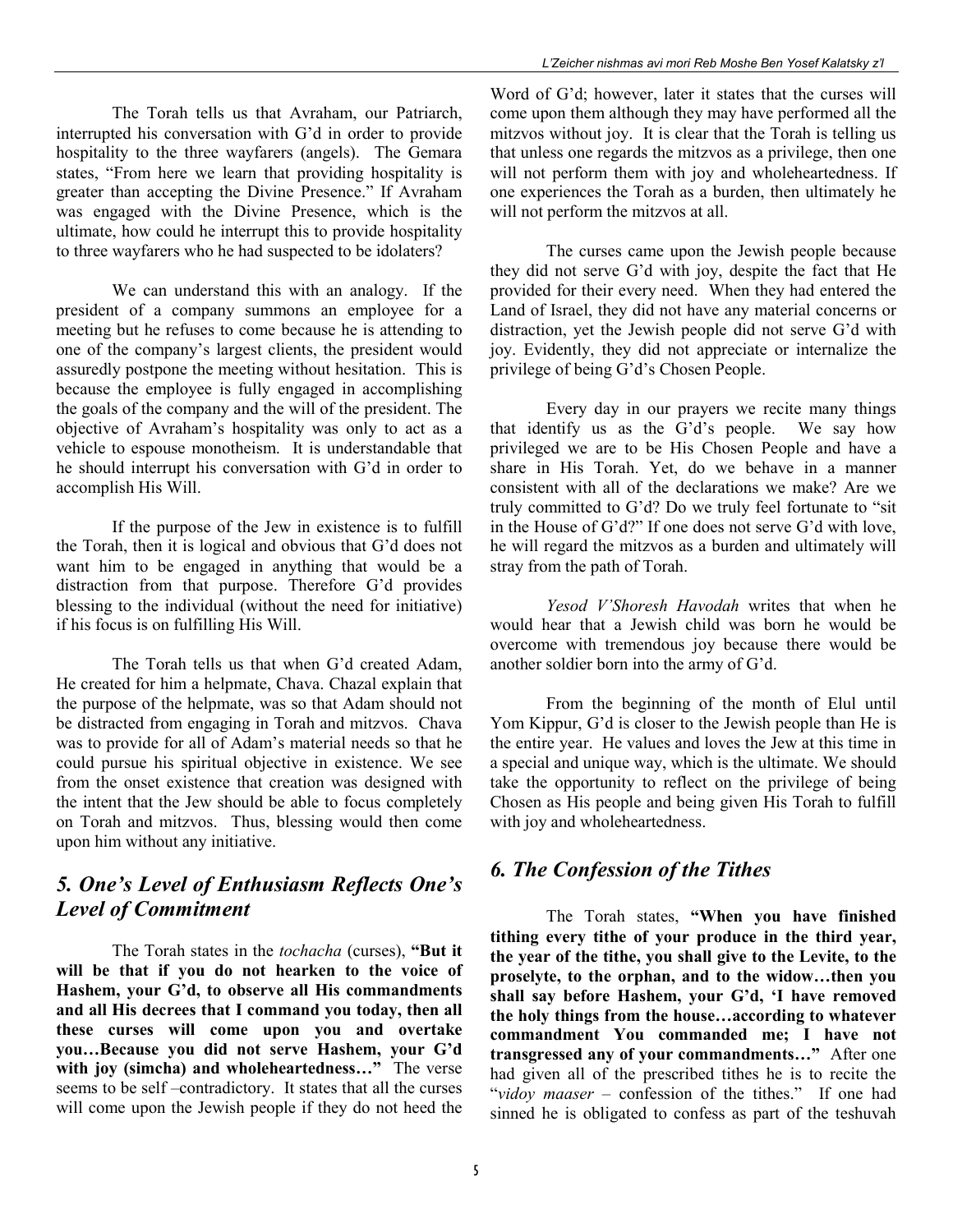The Torah tells us that Avraham, our Patriarch, interrupted his conversation with G'd in order to provide hospitality to the three wayfarers (angels). The Gemara states, "From here we learn that providing hospitality is greater than accepting the Divine Presence." If Avraham was engaged with the Divine Presence, which is the ultimate, how could he interrupt this to provide hospitality to three wayfarers who he had suspected to be idolaters?

We can understand this with an analogy. If the president of a company summons an employee for a meeting but he refuses to come because he is attending to one of the company's largest clients, the president would assuredly postpone the meeting without hesitation. This is because the employee is fully engaged in accomplishing the goals of the company and the will of the president. The objective of Avraham's hospitality was only to act as a vehicle to espouse monotheism. It is understandable that he should interrupt his conversation with G'd in order to accomplish His Will.

If the purpose of the Jew in existence is to fulfill the Torah, then it is logical and obvious that G'd does not want him to be engaged in anything that would be a distraction from that purpose. Therefore G'd provides blessing to the individual (without the need for initiative) if his focus is on fulfilling His Will.

The Torah tells us that when G'd created Adam, He created for him a helpmate, Chava. Chazal explain that the purpose of the helpmate, was so that Adam should not be distracted from engaging in Torah and mitzvos. Chava was to provide for all of Adam's material needs so that he could pursue his spiritual objective in existence. We see from the onset existence that creation was designed with the intent that the Jew should be able to focus completely on Torah and mitzvos. Thus, blessing would then come upon him without any initiative.

## *5. One's Level of Enthusiasm Reflects One's Level of Commitment*

The Torah states in the *tochacha* (curses), **"But it will be that if you do not hearken to the voice of Hashem, your G'd, to observe all His commandments and all His decrees that I command you today, then all these curses will come upon you and overtake you…Because you did not serve Hashem, your G'd with joy (simcha) and wholeheartedness…"** The verse seems to be self –contradictory. It states that all the curses will come upon the Jewish people if they do not heed the Word of G'd; however, later it states that the curses will come upon them although they may have performed all the mitzvos without joy. It is clear that the Torah is telling us that unless one regards the mitzvos as a privilege, then one will not perform them with joy and wholeheartedness. If one experiences the Torah as a burden, then ultimately he will not perform the mitzvos at all.

The curses came upon the Jewish people because they did not serve G'd with joy, despite the fact that He provided for their every need. When they had entered the Land of Israel, they did not have any material concerns or distraction, yet the Jewish people did not serve G'd with joy. Evidently, they did not appreciate or internalize the privilege of being G'd's Chosen People.

Every day in our prayers we recite many things that identify us as the G'd's people. We say how privileged we are to be His Chosen People and have a share in His Torah. Yet, do we behave in a manner consistent with all of the declarations we make? Are we truly committed to G'd? Do we truly feel fortunate to "sit in the House of G'd?" If one does not serve G'd with love, he will regard the mitzvos as a burden and ultimately will stray from the path of Torah.

*Yesod V'Shoresh Havodah* writes that when he would hear that a Jewish child was born he would be overcome with tremendous joy because there would be another soldier born into the army of G'd.

From the beginning of the month of Elul until Yom Kippur, G'd is closer to the Jewish people than He is the entire year. He values and loves the Jew at this time in a special and unique way, which is the ultimate. We should take the opportunity to reflect on the privilege of being Chosen as His people and being given His Torah to fulfill with joy and wholeheartedness.

## *6. The Confession of the Tithes*

The Torah states, **"When you have finished tithing every tithe of your produce in the third year, the year of the tithe, you shall give to the Levite, to the proselyte, to the orphan, and to the widow…then you shall say before Hashem, your G'd, 'I have removed the holy things from the house…according to whatever commandment You commanded me; I have not transgressed any of your commandments…"** After one had given all of the prescribed tithes he is to recite the "*vidoy maaser* – confession of the tithes." If one had sinned he is obligated to confess as part of the teshuvah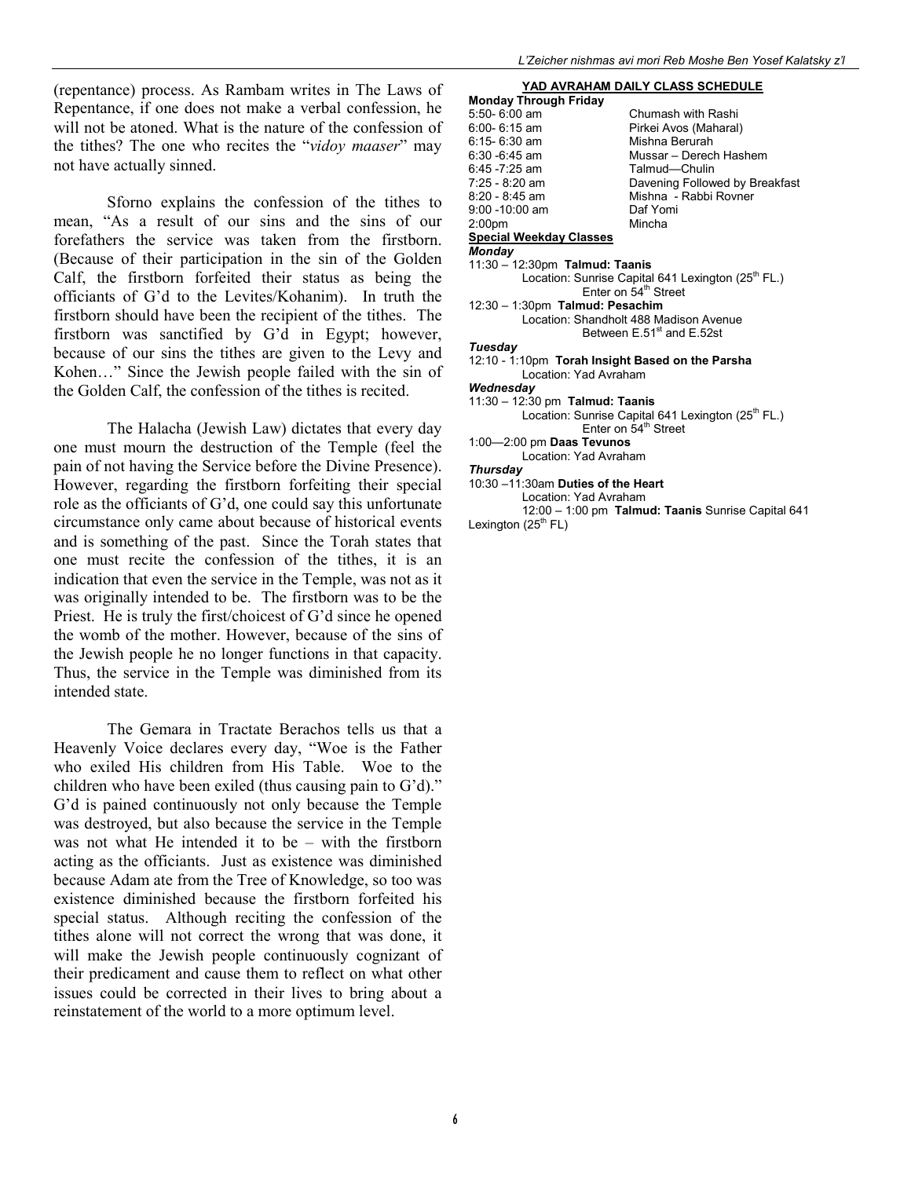(repentance) process. As Rambam writes in The Laws of Repentance, if one does not make a verbal confession, he will not be atoned. What is the nature of the confession of the tithes? The one who recites the "*vidoy maaser*" may not have actually sinned.

Sforno explains the confession of the tithes to mean, "As a result of our sins and the sins of our forefathers the service was taken from the firstborn. (Because of their participation in the sin of the Golden Calf, the firstborn forfeited their status as being the officiants of G'd to the Levites/Kohanim). In truth the firstborn should have been the recipient of the tithes. The firstborn was sanctified by G'd in Egypt; however, because of our sins the tithes are given to the Levy and Kohen…" Since the Jewish people failed with the sin of the Golden Calf, the confession of the tithes is recited.

The Halacha (Jewish Law) dictates that every day one must mourn the destruction of the Temple (feel the pain of not having the Service before the Divine Presence). However, regarding the firstborn forfeiting their special role as the officiants of G'd, one could say this unfortunate circumstance only came about because of historical events and is something of the past. Since the Torah states that one must recite the confession of the tithes, it is an indication that even the service in the Temple, was not as it was originally intended to be. The firstborn was to be the Priest. He is truly the first/choicest of G'd since he opened the womb of the mother. However, because of the sins of the Jewish people he no longer functions in that capacity. Thus, the service in the Temple was diminished from its intended state.

The Gemara in Tractate Berachos tells us that a Heavenly Voice declares every day, "Woe is the Father who exiled His children from His Table. Woe to the children who have been exiled (thus causing pain to G'd)." G'd is pained continuously not only because the Temple was destroyed, but also because the service in the Temple was not what He intended it to be – with the firstborn acting as the officiants. Just as existence was diminished because Adam ate from the Tree of Knowledge, so too was existence diminished because the firstborn forfeited his special status. Although reciting the confession of the tithes alone will not correct the wrong that was done, it will make the Jewish people continuously cognizant of their predicament and cause them to reflect on what other issues could be corrected in their lives to bring about a reinstatement of the world to a more optimum level.

**YAD AVRAHAM DAILY CLASS SCHEDULE**

**Monday Through Friday**

| | |
|---|---|
| 5:50- 6:00 am | Chumash with Rashi |
| 6:00- 6:15 am | Pirkei Avos (Maharal) |
| 6:15- 6:30 am | Mishna Berurah |
| 6:30 -6:45 am | Mussar – Derech Hashem |
| 6:45 -7:25 am | Talmud—Chulin |
| 7:25 - 8:20 am | Davening Followed by Breakfast |
| 8:20 - 8:45 am | Mishna - Rabbi Rovner |
| 9:00 -10:00 am | Daf Yomi |
| 2:00pm | Mincha |

**Special Weekday Classes**

***Monday***

11:30 – 12:30pm **Talmud: Taanis**
Location: Sunrise Capital 641 Lexington (25th FL.)
Enter on 54th Street

12:30 – 1:30pm **Talmud: Pesachim**
Location: Shandholt 488 Madison Avenue
Between E.51st and E.52st

***Tuesday***

12:10 - 1:10pm **Torah Insight Based on the Parsha**
Location: Yad Avraham

***Wednesday***

11:30 – 12:30 pm **Talmud: Taanis**
Location: Sunrise Capital 641 Lexington (25th FL.)
Enter on 54th Street

1:00—2:00 pm **Daas Tevunos**
Location: Yad Avraham

***Thursday***

10:30 –11:30am **Duties of the Heart**
Location: Yad Avraham

12:00 – 1:00 pm **Talmud: Taanis** Sunrise Capital 641 Lexington (25th FL)